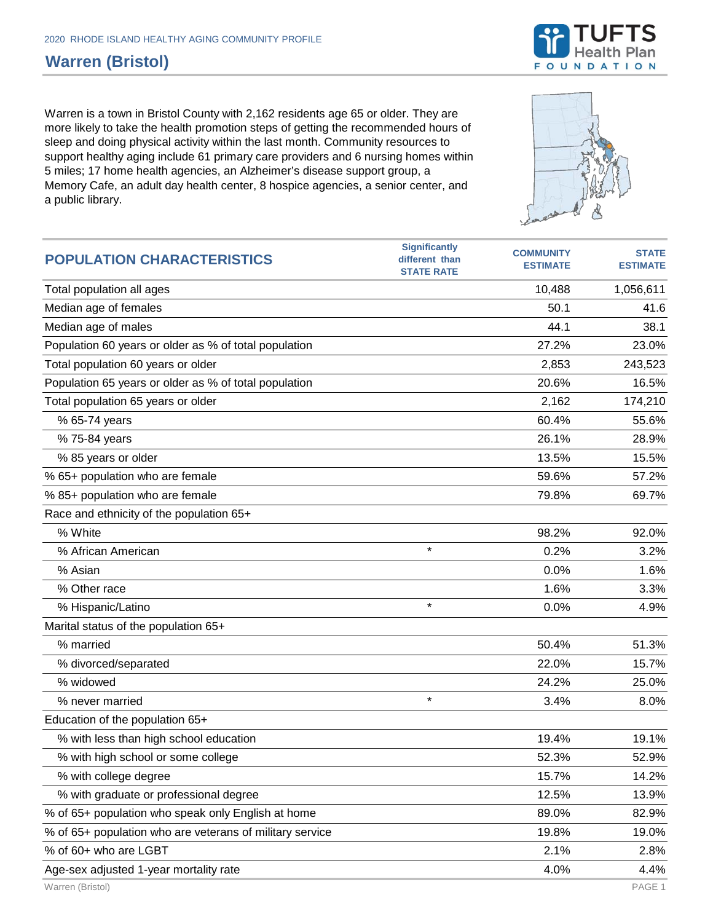2020 RHODE ISLAND HEALTHY AGING COMMUNITY PROFILE

# Warren (Bristol)

Warren is a town in Bristol County with 2,162 residents age 65 or older. They are more likely to take the health promotion steps of getting the recommended hours of sleep and doing physical activity within the last month. Community resources to support healthy aging include 61 primary care providers and 6 nursing homes within 5 miles; 17 home health agencies, an Alzheimer's disease support group, a Memory Cafe, an adult day health center, 8 hospice agencies, a senior center, and a public library.

| POPULATION CHARACTERISTICS | Significantly different than STATE RATE | COMMUNITY ESTIMATE | STATE ESTIMATE |
|---|---|---|---|
| Total population all ages | | 10,488 | 1,056,611 |
| Median age of females | | 50.1 | 41.6 |
| Median age of males | | 44.1 | 38.1 |
| Population 60 years or older as % of total population | | 27.2% | 23.0% |
| Total population 60 years or older | | 2,853 | 243,523 |
| Population 65 years or older as % of total population | | 20.6% | 16.5% |
| Total population 65 years or older | | 2,162 | 174,210 |
| % 65-74 years | | 60.4% | 55.6% |
| % 75-84 years | | 26.1% | 28.9% |
| % 85 years or older | | 13.5% | 15.5% |
| % 65+ population who are female | | 59.6% | 57.2% |
| % 85+ population who are female | | 79.8% | 69.7% |
| Race and ethnicity of the population 65+ | | | |
| % White | | 98.2% | 92.0% |
| % African American | * | 0.2% | 3.2% |
| % Asian | | 0.0% | 1.6% |
| % Other race | | 1.6% | 3.3% |
| % Hispanic/Latino | * | 0.0% | 4.9% |
| Marital status of the population 65+ | | | |
| % married | | 50.4% | 51.3% |
| % divorced/separated | | 22.0% | 15.7% |
| % widowed | | 24.2% | 25.0% |
| % never married | * | 3.4% | 8.0% |
| Education of the population 65+ | | | |
| % with less than high school education | | 19.4% | 19.1% |
| % with high school or some college | | 52.3% | 52.9% |
| % with college degree | | 15.7% | 14.2% |
| % with graduate or professional degree | | 12.5% | 13.9% |
| % of 65+ population who speak only English at home | | 89.0% | 82.9% |
| % of 65+ population who are veterans of military service | | 19.8% | 19.0% |
| % of 60+ who are LGBT | | 2.1% | 2.8% |
| Age-sex adjusted 1-year mortality rate | | 4.0% | 4.4% |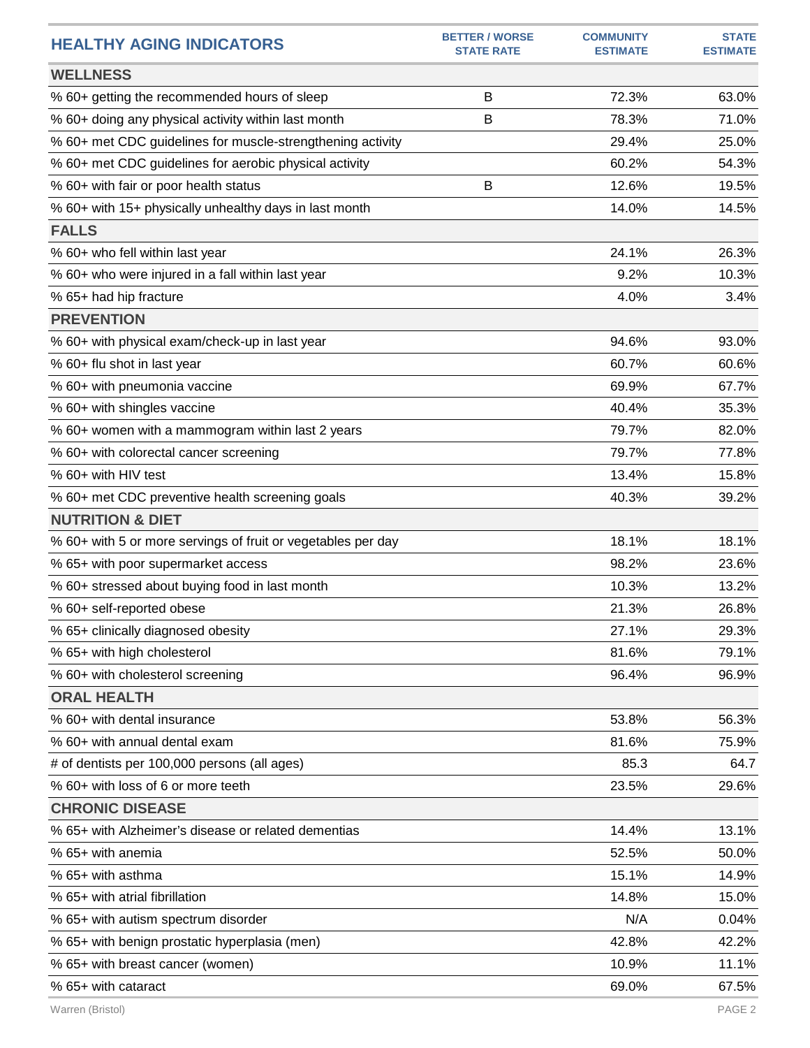| HEALTHY AGING INDICATORS | BETTER / WORSE STATE RATE | COMMUNITY ESTIMATE | STATE ESTIMATE |
|---|---|---|---|
| **WELLNESS** | | | |
| % 60+ getting the recommended hours of sleep | B | 72.3% | 63.0% |
| % 60+ doing any physical activity within last month | B | 78.3% | 71.0% |
| % 60+ met CDC guidelines for muscle-strengthening activity | | 29.4% | 25.0% |
| % 60+ met CDC guidelines for aerobic physical activity | | 60.2% | 54.3% |
| % 60+ with fair or poor health status | B | 12.6% | 19.5% |
| % 60+ with 15+ physically unhealthy days in last month | | 14.0% | 14.5% |
| **FALLS** | | | |
| % 60+ who fell within last year | | 24.1% | 26.3% |
| % 60+ who were injured in a fall within last year | | 9.2% | 10.3% |
| % 65+ had hip fracture | | 4.0% | 3.4% |
| **PREVENTION** | | | |
| % 60+ with physical exam/check-up in last year | | 94.6% | 93.0% |
| % 60+ flu shot in last year | | 60.7% | 60.6% |
| % 60+ with pneumonia vaccine | | 69.9% | 67.7% |
| % 60+ with shingles vaccine | | 40.4% | 35.3% |
| % 60+ women with a mammogram within last 2 years | | 79.7% | 82.0% |
| % 60+ with colorectal cancer screening | | 79.7% | 77.8% |
| % 60+ with HIV test | | 13.4% | 15.8% |
| % 60+ met CDC preventive health screening goals | | 40.3% | 39.2% |
| **NUTRITION & DIET** | | | |
| % 60+ with 5 or more servings of fruit or vegetables per day | | 18.1% | 18.1% |
| % 65+ with poor supermarket access | | 98.2% | 23.6% |
| % 60+ stressed about buying food in last month | | 10.3% | 13.2% |
| % 60+ self-reported obese | | 21.3% | 26.8% |
| % 65+ clinically diagnosed obesity | | 27.1% | 29.3% |
| % 65+ with high cholesterol | | 81.6% | 79.1% |
| % 60+ with cholesterol screening | | 96.4% | 96.9% |
| **ORAL HEALTH** | | | |
| % 60+ with dental insurance | | 53.8% | 56.3% |
| % 60+ with annual dental exam | | 81.6% | 75.9% |
| # of dentists per 100,000 persons (all ages) | | 85.3 | 64.7 |
| % 60+ with loss of 6 or more teeth | | 23.5% | 29.6% |
| **CHRONIC DISEASE** | | | |
| % 65+ with Alzheimer's disease or related dementias | | 14.4% | 13.1% |
| % 65+ with anemia | | 52.5% | 50.0% |
| % 65+ with asthma | | 15.1% | 14.9% |
| % 65+ with atrial fibrillation | | 14.8% | 15.0% |
| % 65+ with autism spectrum disorder | | N/A | 0.04% |
| % 65+ with benign prostatic hyperplasia (men) | | 42.8% | 42.2% |
| % 65+ with breast cancer (women) | | 10.9% | 11.1% |
| % 65+ with cataract | | 69.0% | 67.5% |

Warren (Bristol)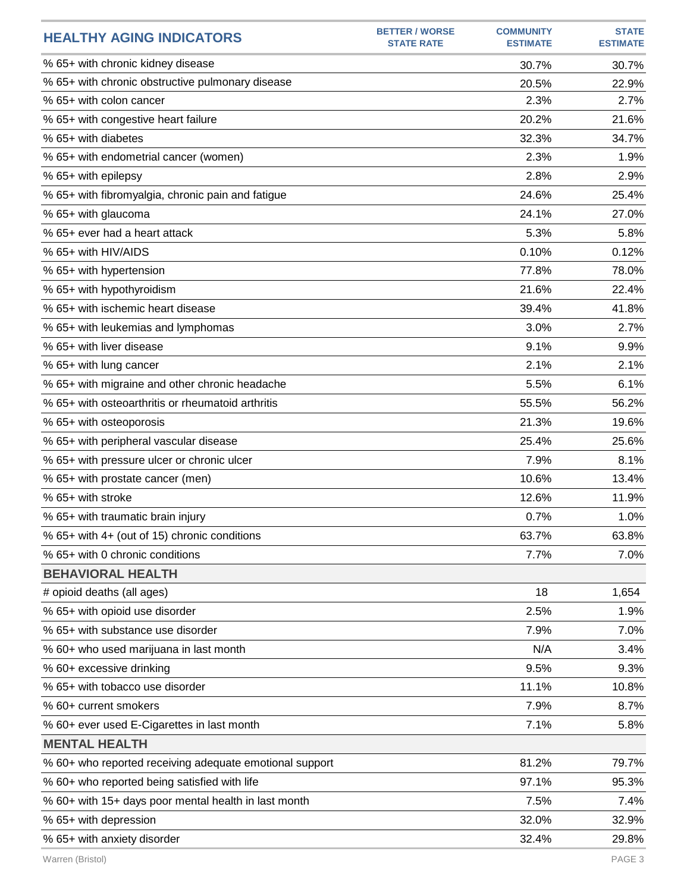| HEALTHY AGING INDICATORS | BETTER / WORSE STATE RATE | COMMUNITY ESTIMATE | STATE ESTIMATE |
|---|---|---|---|
| % 65+ with chronic kidney disease | | 30.7% | 30.7% |
| % 65+ with chronic obstructive pulmonary disease | | 20.5% | 22.9% |
| % 65+ with colon cancer | | 2.3% | 2.7% |
| % 65+ with congestive heart failure | | 20.2% | 21.6% |
| % 65+ with diabetes | | 32.3% | 34.7% |
| % 65+ with endometrial cancer (women) | | 2.3% | 1.9% |
| % 65+ with epilepsy | | 2.8% | 2.9% |
| % 65+ with fibromyalgia, chronic pain and fatigue | | 24.6% | 25.4% |
| % 65+ with glaucoma | | 24.1% | 27.0% |
| % 65+ ever had a heart attack | | 5.3% | 5.8% |
| % 65+ with HIV/AIDS | | 0.10% | 0.12% |
| % 65+ with hypertension | | 77.8% | 78.0% |
| % 65+ with hypothyroidism | | 21.6% | 22.4% |
| % 65+ with ischemic heart disease | | 39.4% | 41.8% |
| % 65+ with leukemias and lymphomas | | 3.0% | 2.7% |
| % 65+ with liver disease | | 9.1% | 9.9% |
| % 65+ with lung cancer | | 2.1% | 2.1% |
| % 65+ with migraine and other chronic headache | | 5.5% | 6.1% |
| % 65+ with osteoarthritis or rheumatoid arthritis | | 55.5% | 56.2% |
| % 65+ with osteoporosis | | 21.3% | 19.6% |
| % 65+ with peripheral vascular disease | | 25.4% | 25.6% |
| % 65+ with pressure ulcer or chronic ulcer | | 7.9% | 8.1% |
| % 65+ with prostate cancer (men) | | 10.6% | 13.4% |
| % 65+ with stroke | | 12.6% | 11.9% |
| % 65+ with traumatic brain injury | | 0.7% | 1.0% |
| % 65+ with 4+ (out of 15) chronic conditions | | 63.7% | 63.8% |
| % 65+ with 0 chronic conditions | | 7.7% | 7.0% |
| **BEHAVIORAL HEALTH** | | | |
| # opioid deaths (all ages) | | 18 | 1,654 |
| % 65+ with opioid use disorder | | 2.5% | 1.9% |
| % 65+ with substance use disorder | | 7.9% | 7.0% |
| % 60+ who used marijuana in last month | | N/A | 3.4% |
| % 60+ excessive drinking | | 9.5% | 9.3% |
| % 65+ with tobacco use disorder | | 11.1% | 10.8% |
| % 60+ current smokers | | 7.9% | 8.7% |
| % 60+ ever used E-Cigarettes in last month | | 7.1% | 5.8% |
| **MENTAL HEALTH** | | | |
| % 60+ who reported receiving adequate emotional support | | 81.2% | 79.7% |
| % 60+ who reported being satisfied with life | | 97.1% | 95.3% |
| % 60+ with 15+ days poor mental health in last month | | 7.5% | 7.4% |
| % 65+ with depression | | 32.0% | 32.9% |
| % 65+ with anxiety disorder | | 32.4% | 29.8% |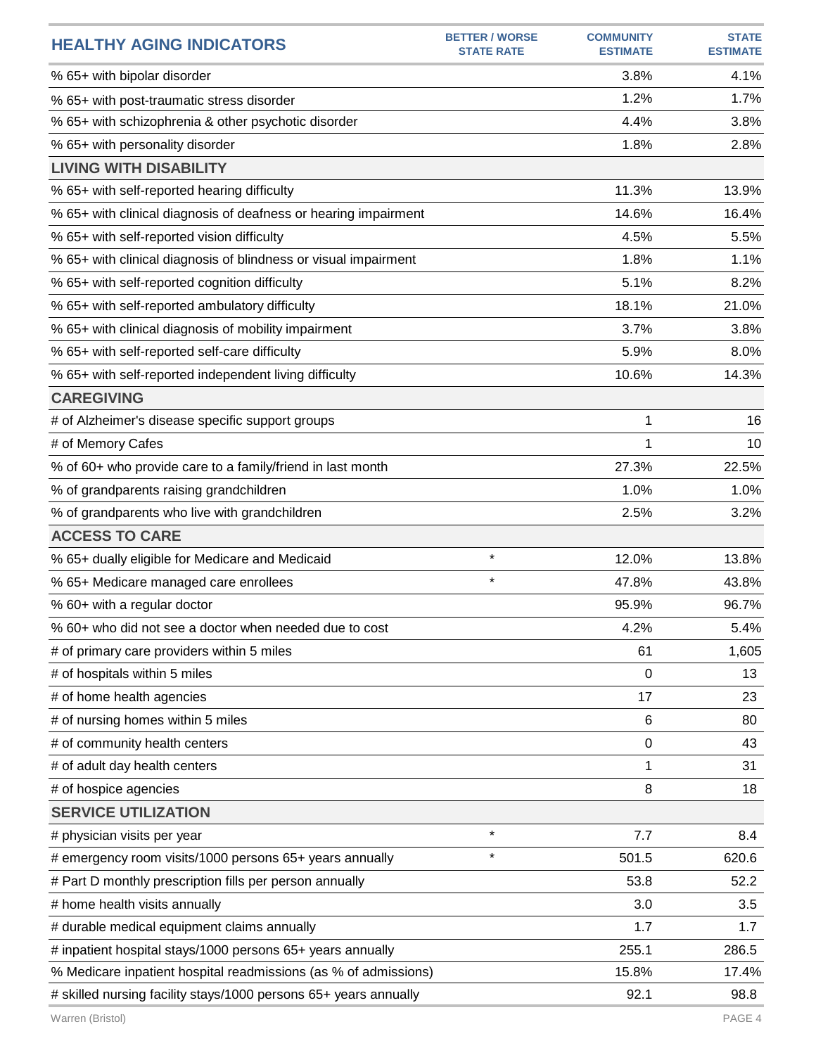| HEALTHY AGING INDICATORS | BETTER / WORSE STATE RATE | COMMUNITY ESTIMATE | STATE ESTIMATE |
|---|---|---|---|
| % 65+ with bipolar disorder | | 3.8% | 4.1% |
| % 65+ with post-traumatic stress disorder | | 1.2% | 1.7% |
| % 65+ with schizophrenia & other psychotic disorder | | 4.4% | 3.8% |
| % 65+ with personality disorder | | 1.8% | 2.8% |
| **LIVING WITH DISABILITY** | | | |
| % 65+ with self-reported hearing difficulty | | 11.3% | 13.9% |
| % 65+ with clinical diagnosis of deafness or hearing impairment | | 14.6% | 16.4% |
| % 65+ with self-reported vision difficulty | | 4.5% | 5.5% |
| % 65+ with clinical diagnosis of blindness or visual impairment | | 1.8% | 1.1% |
| % 65+ with self-reported cognition difficulty | | 5.1% | 8.2% |
| % 65+ with self-reported ambulatory difficulty | | 18.1% | 21.0% |
| % 65+ with clinical diagnosis of mobility impairment | | 3.7% | 3.8% |
| % 65+ with self-reported self-care difficulty | | 5.9% | 8.0% |
| % 65+ with self-reported independent living difficulty | | 10.6% | 14.3% |
| **CAREGIVING** | | | |
| # of Alzheimer's disease specific support groups | | 1 | 16 |
| # of Memory Cafes | | 1 | 10 |
| % of 60+ who provide care to a family/friend in last month | | 27.3% | 22.5% |
| % of grandparents raising grandchildren | | 1.0% | 1.0% |
| % of grandparents who live with grandchildren | | 2.5% | 3.2% |
| **ACCESS TO CARE** | | | |
| % 65+ dually eligible for Medicare and Medicaid | * | 12.0% | 13.8% |
| % 65+ Medicare managed care enrollees | * | 47.8% | 43.8% |
| % 60+ with a regular doctor | | 95.9% | 96.7% |
| % 60+ who did not see a doctor when needed due to cost | | 4.2% | 5.4% |
| # of primary care providers within 5 miles | | 61 | 1,605 |
| # of hospitals within 5 miles | | 0 | 13 |
| # of home health agencies | | 17 | 23 |
| # of nursing homes within 5 miles | | 6 | 80 |
| # of community health centers | | 0 | 43 |
| # of adult day health centers | | 1 | 31 |
| # of hospice agencies | | 8 | 18 |
| **SERVICE UTILIZATION** | | | |
| # physician visits per year | * | 7.7 | 8.4 |
| # emergency room visits/1000 persons 65+ years annually | * | 501.5 | 620.6 |
| # Part D monthly prescription fills per person annually | | 53.8 | 52.2 |
| # home health visits annually | | 3.0 | 3.5 |
| # durable medical equipment claims annually | | 1.7 | 1.7 |
| # inpatient hospital stays/1000 persons 65+ years annually | | 255.1 | 286.5 |
| % Medicare inpatient hospital readmissions (as % of admissions) | | 15.8% | 17.4% |
| # skilled nursing facility stays/1000 persons 65+ years annually | | 92.1 | 98.8 |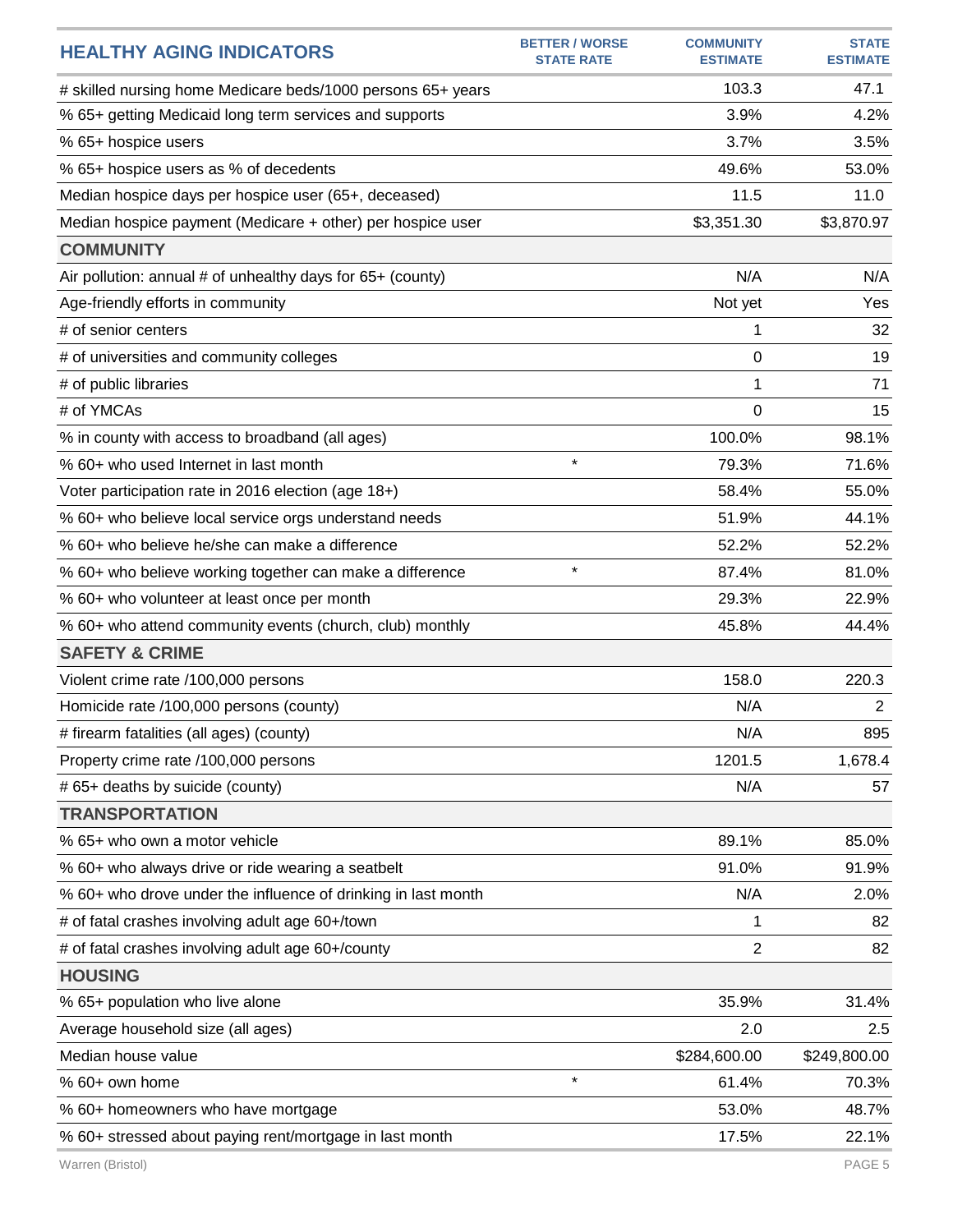| HEALTHY AGING INDICATORS | BETTER / WORSE STATE RATE | COMMUNITY ESTIMATE | STATE ESTIMATE |
|---|---|---|---|
| # skilled nursing home Medicare beds/1000 persons 65+ years | | 103.3 | 47.1 |
| % 65+ getting Medicaid long term services and supports | | 3.9% | 4.2% |
| % 65+ hospice users | | 3.7% | 3.5% |
| % 65+ hospice users as % of decedents | | 49.6% | 53.0% |
| Median hospice days per hospice user (65+, deceased) | | 11.5 | 11.0 |
| Median hospice payment (Medicare + other) per hospice user | | $3,351.30 | $3,870.97 |
| **COMMUNITY** | | | |
| Air pollution: annual # of unhealthy days for 65+ (county) | | N/A | N/A |
| Age-friendly efforts in community | | Not yet | Yes |
| # of senior centers | | 1 | 32 |
| # of universities and community colleges | | 0 | 19 |
| # of public libraries | | 1 | 71 |
| # of YMCAs | | 0 | 15 |
| % in county with access to broadband (all ages) | | 100.0% | 98.1% |
| % 60+ who used Internet in last month | * | 79.3% | 71.6% |
| Voter participation rate in 2016 election (age 18+) | | 58.4% | 55.0% |
| % 60+ who believe local service orgs understand needs | | 51.9% | 44.1% |
| % 60+ who believe he/she can make a difference | | 52.2% | 52.2% |
| % 60+ who believe working together can make a difference | * | 87.4% | 81.0% |
| % 60+ who volunteer at least once per month | | 29.3% | 22.9% |
| % 60+ who attend community events (church, club) monthly | | 45.8% | 44.4% |
| **SAFETY & CRIME** | | | |
| Violent crime rate /100,000 persons | | 158.0 | 220.3 |
| Homicide rate /100,000 persons (county) | | N/A | 2 |
| # firearm fatalities (all ages) (county) | | N/A | 895 |
| Property crime rate /100,000 persons | | 1201.5 | 1,678.4 |
| # 65+ deaths by suicide (county) | | N/A | 57 |
| **TRANSPORTATION** | | | |
| % 65+ who own a motor vehicle | | 89.1% | 85.0% |
| % 60+ who always drive or ride wearing a seatbelt | | 91.0% | 91.9% |
| % 60+ who drove under the influence of drinking in last month | | N/A | 2.0% |
| # of fatal crashes involving adult age 60+/town | | 1 | 82 |
| # of fatal crashes involving adult age 60+/county | | 2 | 82 |
| **HOUSING** | | | |
| % 65+ population who live alone | | 35.9% | 31.4% |
| Average household size (all ages) | | 2.0 | 2.5 |
| Median house value | | $284,600.00 | $249,800.00 |
| % 60+ own home | * | 61.4% | 70.3% |
| % 60+ homeowners who have mortgage | | 53.0% | 48.7% |
| % 60+ stressed about paying rent/mortgage in last month | | 17.5% | 22.1% |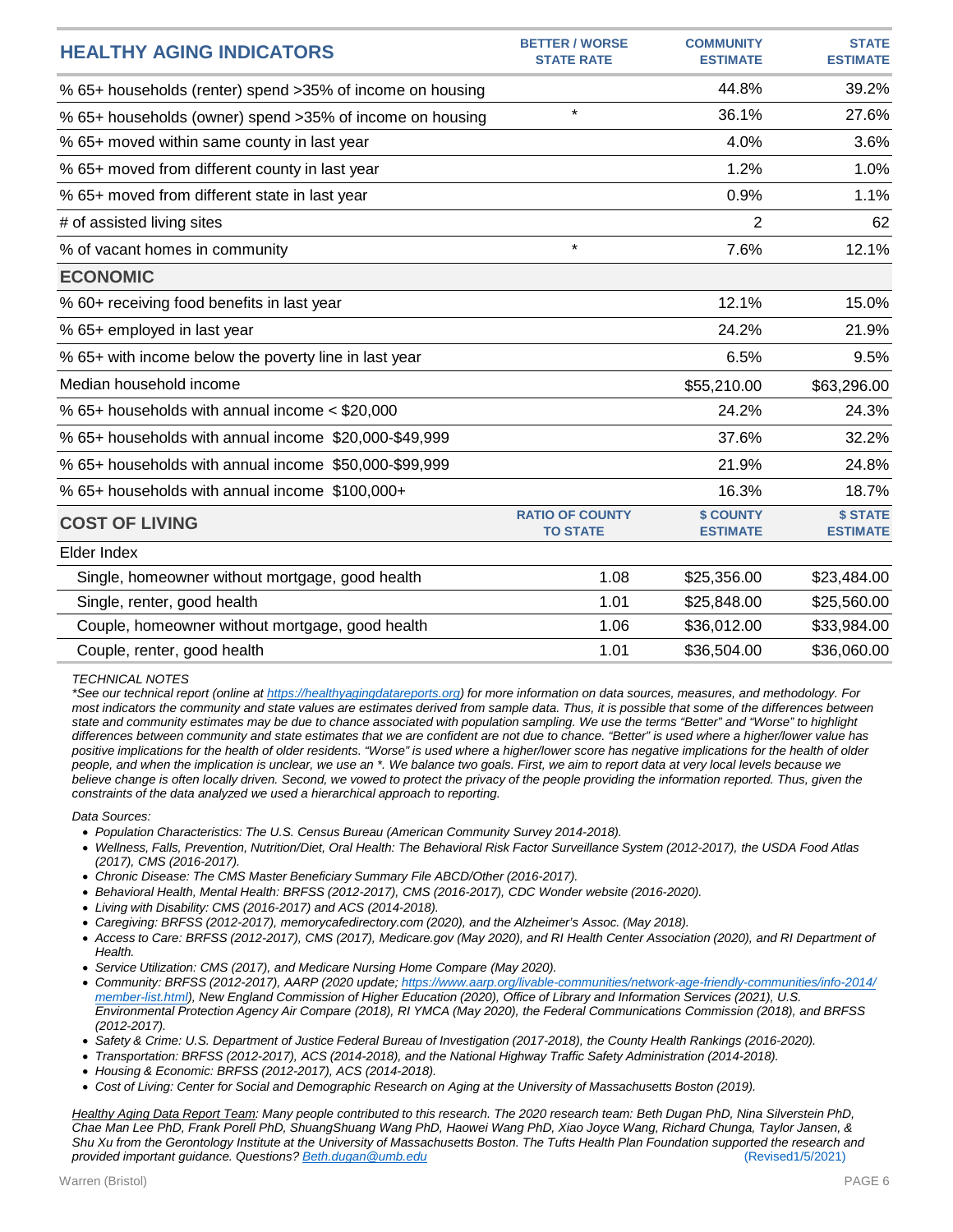| HEALTHY AGING INDICATORS | BETTER / WORSE STATE RATE | COMMUNITY ESTIMATE | STATE ESTIMATE |
|---|---|---|---|
| % 65+ households (renter) spend >35% of income on housing | | 44.8% | 39.2% |
| % 65+ households (owner) spend >35% of income on housing | * | 36.1% | 27.6% |
| % 65+ moved within same county in last year | | 4.0% | 3.6% |
| % 65+ moved from different county in last year | | 1.2% | 1.0% |
| % 65+ moved from different state in last year | | 0.9% | 1.1% |
| # of assisted living sites | | 2 | 62 |
| % of vacant homes in community | * | 7.6% | 12.1% |
| **ECONOMIC** | | | |
| % 60+ receiving food benefits in last year | | 12.1% | 15.0% |
| % 65+ employed in last year | | 24.2% | 21.9% |
| % 65+ with income below the poverty line in last year | | 6.5% | 9.5% |
| Median household income | | $55,210.00 | $63,296.00 |
| % 65+ households with annual income < $20,000 | | 24.2% | 24.3% |
| % 65+ households with annual income $20,000-$49,999 | | 37.6% | 32.2% |
| % 65+ households with annual income $50,000-$99,999 | | 21.9% | 24.8% |
| % 65+ households with annual income $100,000+ | | 16.3% | 18.7% |
| **COST OF LIVING** | **RATIO OF COUNTY TO STATE** | **$ COUNTY ESTIMATE** | **$ STATE ESTIMATE** |
| Elder Index | | | |
| Single, homeowner without mortgage, good health | 1.08 | $25,356.00 | $23,484.00 |
| Single, renter, good health | 1.01 | $25,848.00 | $25,560.00 |
| Couple, homeowner without mortgage, good health | 1.06 | $36,012.00 | $33,984.00 |
| Couple, renter, good health | 1.01 | $36,504.00 | $36,060.00 |

*TECHNICAL NOTES*

**See our technical report (online at https://healthyagingdatareports.org) for more information on data sources, measures, and methodology. For most indicators the community and state values are estimates derived from sample data. Thus, it is possible that some of the differences between state and community estimates may be due to chance associated with population sampling. We use the terms "Better" and "Worse" to highlight differences between community and state estimates that we are confident are not due to chance. "Better" is used where a higher/lower value has positive implications for the health of older residents. "Worse" is used where a higher/lower score has negative implications for the health of older people, and when the implication is unclear, we use an *. We balance two goals. First, we aim to report data at very local levels because we believe change is often locally driven. Second, we vowed to protect the privacy of the people providing the information reported. Thus, given the constraints of the data analyzed we used a hierarchical approach to reporting.*

*Data Sources:*

- *Population Characteristics: The U.S. Census Bureau (American Community Survey 2014-2018).*
- *Wellness, Falls, Prevention, Nutrition/Diet, Oral Health: The Behavioral Risk Factor Surveillance System (2012-2017), the USDA Food Atlas (2017), CMS (2016-2017).*
- *Chronic Disease: The CMS Master Beneficiary Summary File ABCD/Other (2016-2017).*
- *Behavioral Health, Mental Health: BRFSS (2012-2017), CMS (2016-2017), CDC Wonder website (2016-2020).*
- *Living with Disability: CMS (2016-2017) and ACS (2014-2018).*
- *Caregiving: BRFSS (2012-2017), memorycafedirectory.com (2020), and the Alzheimer's Assoc. (May 2018).*
- *Access to Care: BRFSS (2012-2017), CMS (2017), Medicare.gov (May 2020), and RI Health Center Association (2020), and RI Department of Health.*
- *Service Utilization: CMS (2017), and Medicare Nursing Home Compare (May 2020).*
- *Community: BRFSS (2012-2017), AARP (2020 update; https://www.aarp.org/livable-communities/network-age-friendly-communities/info-2014/member-list.html), New England Commission of Higher Education (2020), Office of Library and Information Services (2021), U.S. Environmental Protection Agency Air Compare (2018), RI YMCA (May 2020), the Federal Communications Commission (2018), and BRFSS (2012-2017).*
- *Safety & Crime: U.S. Department of Justice Federal Bureau of Investigation (2017-2018), the County Health Rankings (2016-2020).*
- *Transportation: BRFSS (2012-2017), ACS (2014-2018), and the National Highway Traffic Safety Administration (2014-2018).*
- *Housing & Economic: BRFSS (2012-2017), ACS (2014-2018).*
- *Cost of Living: Center for Social and Demographic Research on Aging at the University of Massachusetts Boston (2019).*

*Healthy Aging Data Report Team: Many people contributed to this research. The 2020 research team: Beth Dugan PhD, Nina Silverstein PhD, Chae Man Lee PhD, Frank Porell PhD, ShuangShuang Wang PhD, Haowei Wang PhD, Xiao Joyce Wang, Richard Chunga, Taylor Jansen, & Shu Xu from the Gerontology Institute at the University of Massachusetts Boston. The Tufts Health Plan Foundation supported the research and provided important guidance. Questions? Beth.dugan@umb.edu* (Revised1/5/2021)